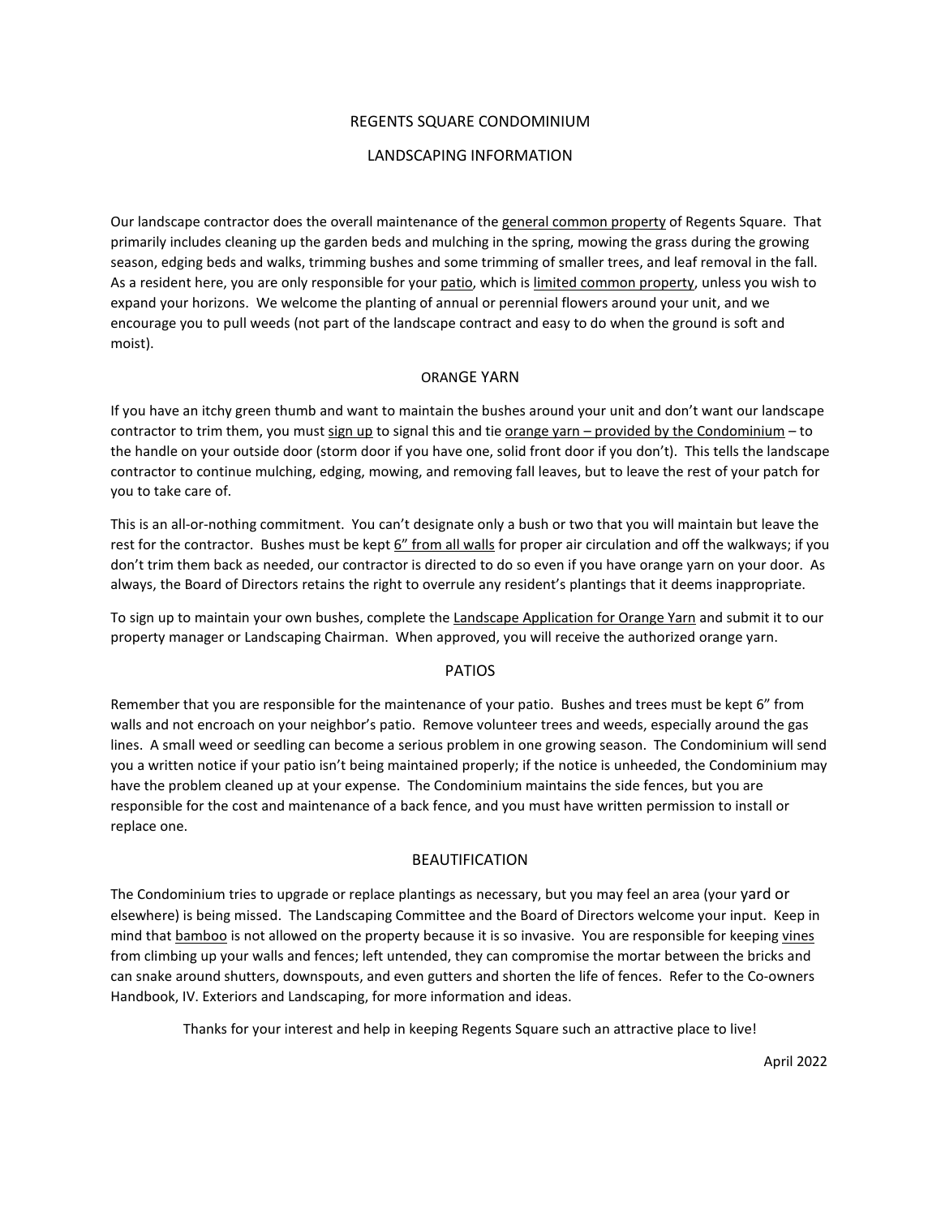# REGENTS SQUARE CONDOMINIUM

## LANDSCAPING INFORMATION

Our landscape contractor does the overall maintenance of the <u>general common property</u> of Regents Square. That primarily includes cleaning up the garden beds and mulching in the spring, mowing the grass during the growing season, edging beds and walks, trimming bushes and some trimming of smaller trees, and leaf removal in the fall. As a resident here, you are only responsible for your <u>patio</u>, which is <u>limited common property</u>, unless you wish to expand your horizons. We welcome the planting of annual or perennial flowers around your unit, and we encourage you to pull weeds (not part of the landscape contract and easy to do when the ground is soft and moist).

## ORANGE YARN

If you have an itchy green thumb and want to maintain the bushes around your unit and don't want our landscape contractor to trim them, you must <u>sign up</u> to signal this and tie <u>orange yarn – provided by the Condominium</u> – to the handle on your outside door (storm door if you have one, solid front door if you don't). This tells the landscape contractor to continue mulching, edging, mowing, and removing fall leaves, but to leave the rest of your patch for you to take care of.

This is an all-or-nothing commitment. You can't designate only a bush or two that you will maintain but leave the rest for the contractor. Bushes must be kept <u>6" from all walls</u> for proper air circulation and off the walkways; if you don't trim them back as needed, our contractor is directed to do so even if you have orange yarn on your door. As always, the Board of Directors retains the right to overrule any resident's plantings that it deems inappropriate.

To sign up to maintain your own bushes, complete the <u>Landscape Application for Orange Yarn</u> and submit it to our property manager or Landscaping Chairman. When approved, you will receive the authorized orange yarn.

## PATIOS

Remember that you are responsible for the maintenance of your patio. Bushes and trees must be kept 6" from walls and not encroach on your neighbor's patio. Remove volunteer trees and weeds, especially around the gas lines. A small weed or seedling can become a serious problem in one growing season. The Condominium will send you a written notice if your patio isn't being maintained properly; if the notice is unheeded, the Condominium may have the problem cleaned up at your expense. The Condominium maintains the side fences, but you are responsible for the cost and maintenance of a back fence, and you must have written permission to install or replace one.

## BEAUTIFICATION

The Condominium tries to upgrade or replace plantings as necessary, but you may feel an area (your yard or elsewhere) is being missed. The Landscaping Committee and the Board of Directors welcome your input. Keep in mind that <u>bamboo</u> is not allowed on the property because it is so invasive. You are responsible for keeping <u>vines</u> from climbing up your walls and fences; left untended, they can compromise the mortar between the bricks and can snake around shutters, downspouts, and even gutters and shorten the life of fences. Refer to the Co-owners Handbook, IV. Exteriors and Landscaping, for more information and ideas.

Thanks for your interest and help in keeping Regents Square such an attractive place to live!

April 2022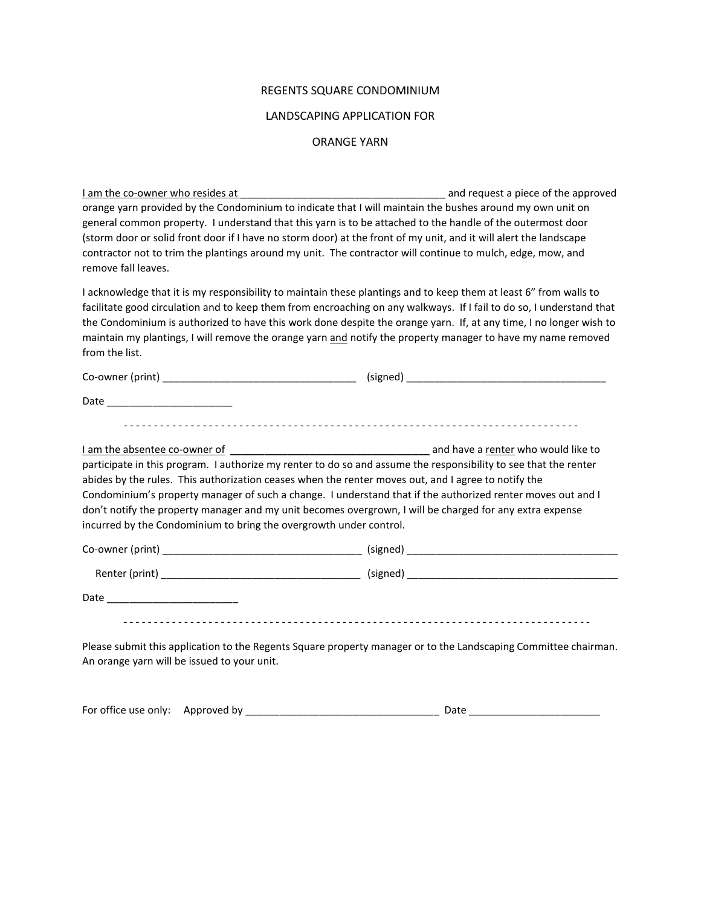# REGENTS SQUARE CONDOMINIUM

## LANDSCAPING APPLICATION FOR

## ORANGE YARN

I am the co-owner who resides at ____________________________________ and request a piece of the approved orange yarn provided by the Condominium to indicate that I will maintain the bushes around my own unit on general common property. I understand that this yarn is to be attached to the handle of the outermost door (storm door or solid front door if I have no storm door) at the front of my unit, and it will alert the landscape contractor not to trim the plantings around my unit. The contractor will continue to mulch, edge, mow, and remove fall leaves.

I acknowledge that it is my responsibility to maintain these plantings and to keep them at least 6" from walls to facilitate good circulation and to keep them from encroaching on any walkways. If I fail to do so, I understand that the Condominium is authorized to have this work done despite the orange yarn. If, at any time, I no longer wish to maintain my plantings, I will remove the orange yarn and notify the property manager to have my name removed from the list.

Co-owner (print) __________________________________ (signed) ___________________________________

Date ______________________

- - - - - - - - - - - - - - - - - - - - - - - - - - - - - - - - - - - - - - - - - - - - - - - - - - - - - - - - - - - - - - - - - - - - - - - - - - -

I am the absentee co-owner of ___________________________________ and have a renter who would like to participate in this program. I authorize my renter to do so and assume the responsibility to see that the renter abides by the rules. This authorization ceases when the renter moves out, and I agree to notify the Condominium's property manager of such a change. I understand that if the authorized renter moves out and I don't notify the property manager and my unit becomes overgrown, I will be charged for any extra expense incurred by the Condominium to bring the overgrowth under control.

Co-owner (print) __________________________________ (signed) _____________________________________

Renter (print) ___________________________________ (signed) _____________________________________

Date _______________________

- - - - - - - - - - - - - - - - - - - - - - - - - - - - - - - - - - - - - - - - - - - - - - - - - - - - - - - - - - - - - - - - - - - - - - - - - - -

Please submit this application to the Regents Square property manager or to the Landscaping Committee chairman. An orange yarn will be issued to your unit.

For office use only: Approved by _________________________________ Date ______________________